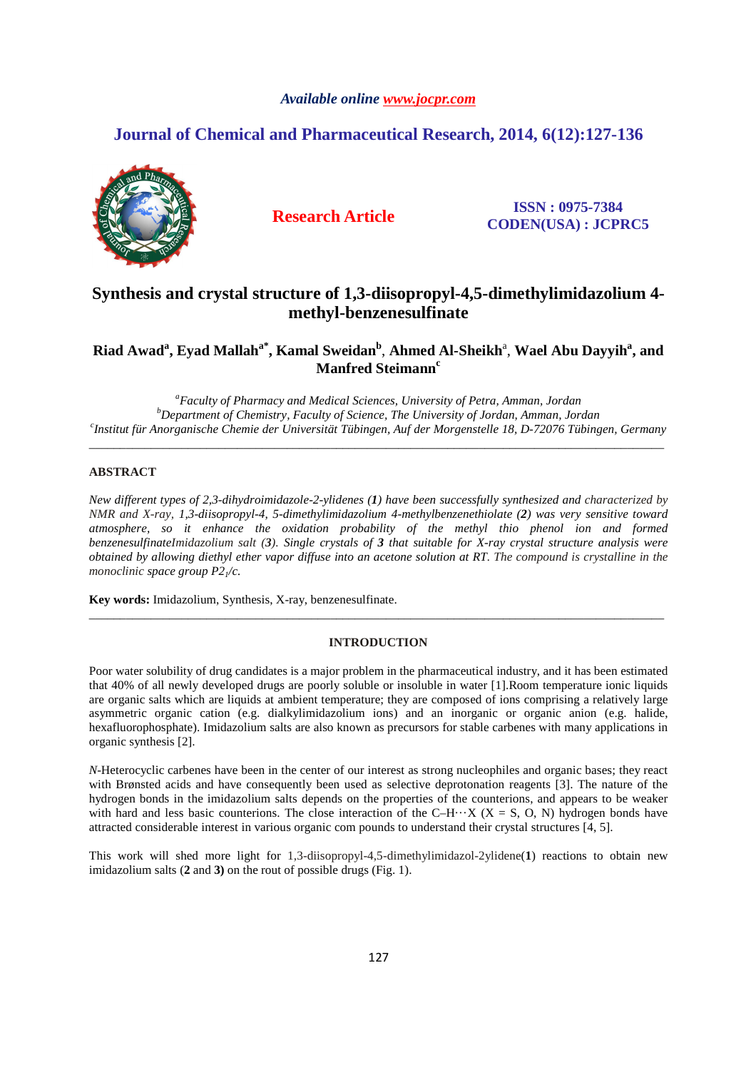*Available online www.jocpr.com*

## Journal of Chemical and Pharmaceutical Research, 2014, 6(12):127-136

**Research Article**

**ISSN : 0975-7384**
**CODEN(USA) : JCPRC5**

# Synthesis and crystal structure of 1,3-diisopropyl-4,5-dimethylimidazolium 4-methyl-benzenesulfinate

**Riad Awad[a], Eyad Mallah[a*], Kamal Sweidan[b], Ahmed Al-Sheikh[a], Wael Abu Dayyih[a], and Manfred Steimann[c]**

[a]*Faculty of Pharmacy and Medical Sciences, University of Petra, Amman, Jordan*
[b]*Department of Chemistry, Faculty of Science, The University of Jordan, Amman, Jordan*
[c]*Institut für Anorganische Chemie der Universität Tübingen, Auf der Morgenstelle 18, D-72076 Tübingen, Germany*

---

## ABSTRACT

*New different types of 2,3-dihydroimidazole-2-ylidenes (**1**) have been successfully synthesized and characterized by NMR and X-ray, 1,3-diisopropyl-4, 5-dimethylimidazolium 4-methylbenzenethiolate (**2**) was very sensitive toward atmosphere, so it enhance the oxidation probability of the methyl thio phenol ion and formed benzenesulfinateImidazolium salt (**3**). Single crystals of **3** that suitable for X-ray crystal structure analysis were obtained by allowing diethyl ether vapor diffuse into an acetone solution at RT. The compound is crystalline in the monoclinic space group $P2_1/c$.*

**Key words:** Imidazolium, Synthesis, X-ray, benzenesulfinate.

---

## INTRODUCTION

Poor water solubility of drug candidates is a major problem in the pharmaceutical industry, and it has been estimated that 40% of all newly developed drugs are poorly soluble or insoluble in water [1].Room temperature ionic liquids are organic salts which are liquids at ambient temperature; they are composed of ions comprising a relatively large asymmetric organic cation (e.g. dialkylimidazolium ions) and an inorganic or organic anion (e.g. halide, hexafluorophosphate). Imidazolium salts are also known as precursors for stable carbenes with many applications in organic synthesis [2].

*N*-Heterocyclic carbenes have been in the center of our interest as strong nucleophiles and organic bases; they react with Brønsted acids and have consequently been used as selective deprotonation reagents [3]. The nature of the hydrogen bonds in the imidazolium salts depends on the properties of the counterions, and appears to be weaker with hard and less basic counterions. The close interaction of the C–H···X (X = S, O, N) hydrogen bonds have attracted considerable interest in various organic com pounds to understand their crystal structures [4, 5].

This work will shed more light for 1,3-diisopropyl-4,5-dimethylimidazol-2ylidene(**1**) reactions to obtain new imidazolium salts (**2** and **3)** on the rout of possible drugs (Fig. 1).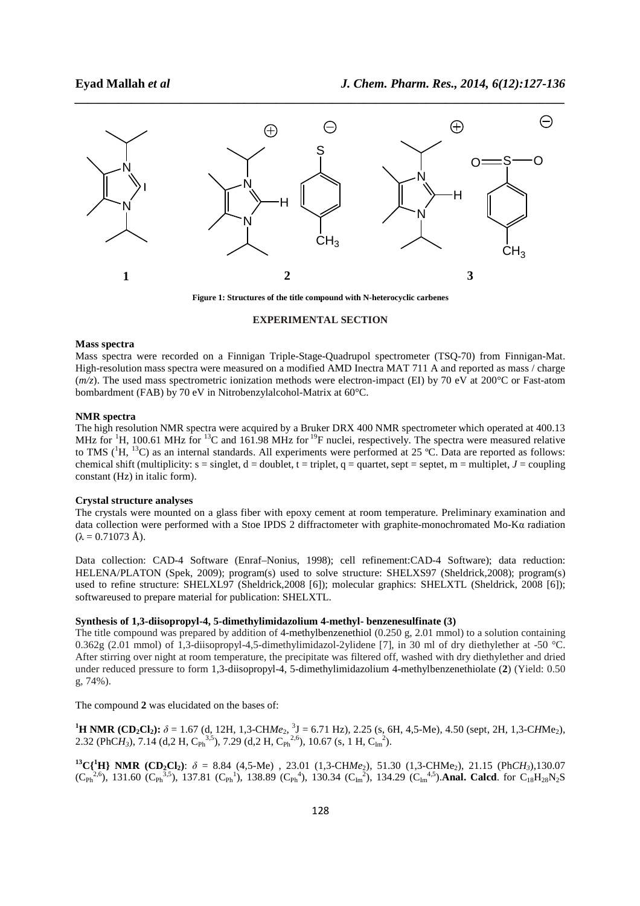**1** **2** **3**

**Figure 1: Structures of the title compound with N-heterocyclic carbenes**

## EXPERIMENTAL SECTION

### Mass spectra

Mass spectra were recorded on a Finnigan Triple-Stage-Quadrupol spectrometer (TSQ-70) from Finnigan-Mat. High-resolution mass spectra were measured on a modified AMD Inectra MAT 711 A and reported as mass / charge (*m/z*). The used mass spectrometric ionization methods were electron-impact (EI) by 70 eV at 200°C or Fast-atom bombardment (FAB) by 70 eV in Nitrobenzylalcohol-Matrix at 60°C.

### NMR spectra

The high resolution NMR spectra were acquired by a Bruker DRX 400 NMR spectrometer which operated at 400.13 MHz for $^{1}H$, 100.61 MHz for $^{13}C$ and 161.98 MHz for $^{19}F$ nuclei, respectively. The spectra were measured relative to TMS ($^{1}H$, $^{13}C$) as an internal standards. All experiments were performed at 25 ºC. Data are reported as follows: chemical shift (multiplicity: s = singlet, d = doublet, t = triplet, q = quartet, sept = septet, m = multiplet, *J* = coupling constant (Hz) in italic form).

### Crystal structure analyses

The crystals were mounted on a glass fiber with epoxy cement at room temperature. Preliminary examination and data collection were performed with a Stoe IPDS 2 diffractometer with graphite-monochromated Mo-Kα radiation ($\lambda$ = 0.71073 Å).

Data collection: CAD-4 Software (Enraf–Nonius, 1998); cell refinement:CAD-4 Software); data reduction: HELENA/PLATON (Spek, 2009); program(s) used to solve structure: SHELXS97 (Sheldrick,2008); program(s) used to refine structure: SHELXL97 (Sheldrick,2008 [6]); molecular graphics: SHELXTL (Sheldrick, 2008 [6]); softwareused to prepare material for publication: SHELXTL.

### Synthesis of 1,3-diisopropyl-4, 5-dimethylimidazolium 4-methyl- benzenesulfinate (3)

The title compound was prepared by addition of 4-methylbenzenethiol (0.250 g, 2.01 mmol) to a solution containing 0.362g (2.01 mmol) of 1,3-diisopropyl-4,5-dimethylimidazol-2ylidene [7], in 30 ml of dry diethylether at -50 °C. After stirring over night at room temperature, the precipitate was filtered off, washed with dry diethylether and dried under reduced pressure to form 1,3-diisopropyl-4, 5-dimethylimidazolium 4-methylbenzenethiolate (**2**) (Yield: 0.50 g, 74%).

The compound **2** was elucidated on the bases of:

**$^{1}$H NMR ($CD_2Cl_2$):** $\delta$ = 1.67 (d, 12H, 1,3-CH*Me*$_2$, $^{3}J$ = 6.71 Hz), 2.25 (s, 6H, 4,5-Me), 4.50 (sept, 2H, 1,3-C*H*Me$_2$), 2.32 (PhC*H*$_3$), 7.14 (d,2 H, $C_{Ph}^{3,5}$), 7.29 (d,2 H, $C_{Ph}^{2,6}$), 10.67 (s, 1 H, $C_{Im}^{2}$).

**$^{13}$C{$^{1}$H} NMR ($CD_2Cl_2$)**: $\delta$ = 8.84 (4,5-Me) , 23.01 (1,3-CH*Me*$_2$), 51.30 (1,3-CHMe$_2$), 21.15 (Ph*CH*$_3$),130.07 ($C_{Ph}^{2,6}$), 131.60 ($C_{Ph}^{3,5}$), 137.81 ($C_{Ph}^{1}$), 138.89 ($C_{Ph}^{4}$), 130.34 ($C_{Im}^{2}$), 134.29 ($C_{Im}^{4,5}$).**Anal. Calcd**. for $C_{18}H_{28}N_2S$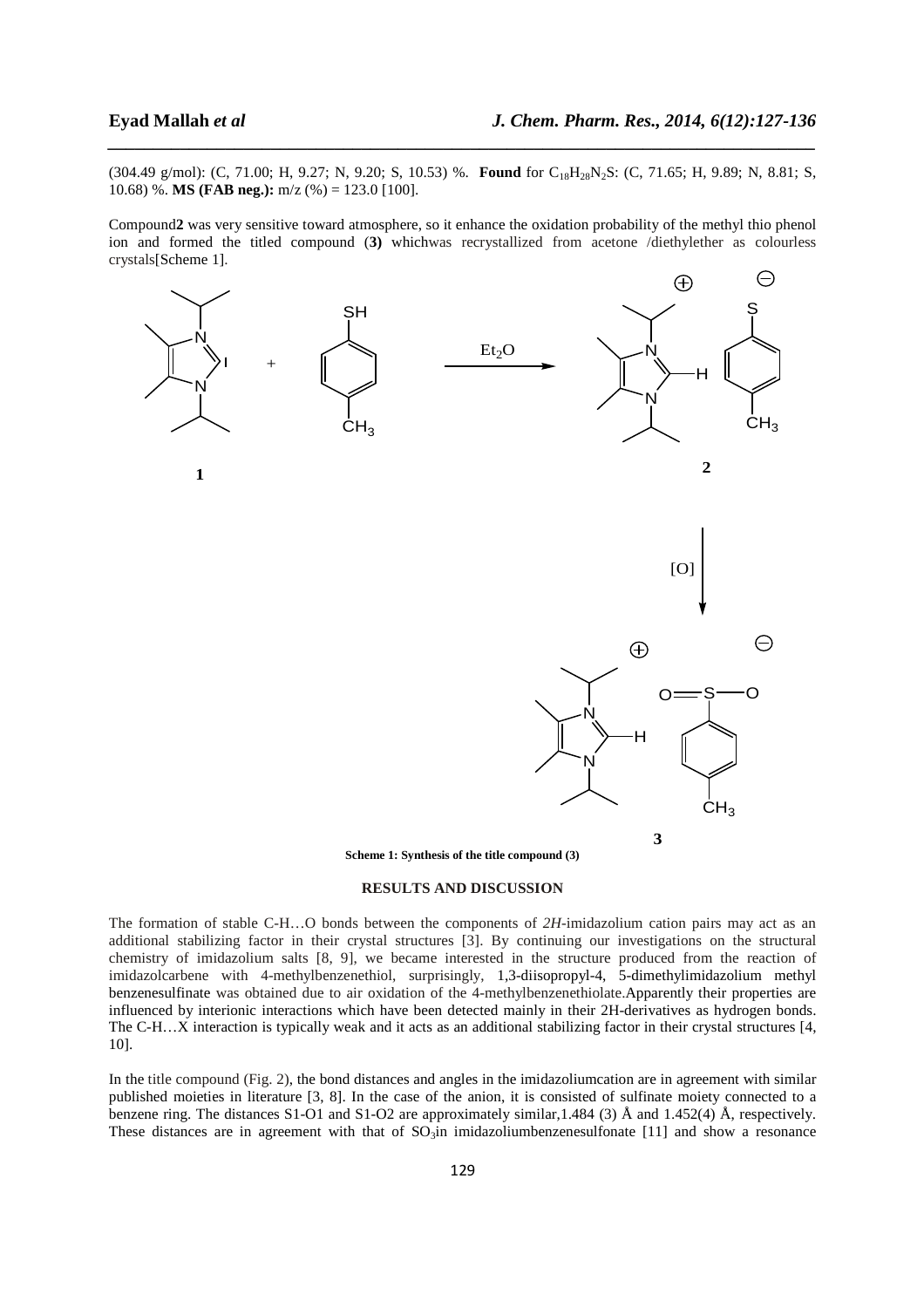(304.49 g/mol): (C, 71.00; H, 9.27; N, 9.20; S, 10.53) %. **Found** for $C_{18}H_{28}N_2S$: (C, 71.65; H, 9.89; N, 8.81; S, 10.68) %. **MS (FAB neg.):** m/z (%) = 123.0 [100].

Compound**2** was very sensitive toward atmosphere, so it enhance the oxidation probability of the methyl thio phenol ion and formed the titled compound (**3)** whichwas recrystallized from acetone /diethylether as colourless crystals[Scheme 1].

**Scheme 1: Synthesis of the title compound (3)**

## RESULTS AND DISCUSSION

The formation of stable C-H…O bonds between the components of *2H*-imidazolium cation pairs may act as an additional stabilizing factor in their crystal structures [3]. By continuing our investigations on the structural chemistry of imidazolium salts [8, 9], we became interested in the structure produced from the reaction of imidazolcarbene with 4-methylbenzenethiol, surprisingly, 1,3-diisopropyl-4, 5-dimethylimidazolium methyl benzenesulfinate was obtained due to air oxidation of the 4-methylbenzenethiolate.Apparently their properties are influenced by interionic interactions which have been detected mainly in their 2H-derivatives as hydrogen bonds. The C-H…X interaction is typically weak and it acts as an additional stabilizing factor in their crystal structures [4, 10].

In the title compound (Fig. 2), the bond distances and angles in the imidazoliumcation are in agreement with similar published moieties in literature [3, 8]. In the case of the anion, it is consisted of sulfinate moiety connected to a benzene ring. The distances S1-O1 and S1-O2 are approximately similar,1.484 (3) Å and 1.452(4) Å, respectively. These distances are in agreement with that of $SO_3$in imidazoliumbenzenesulfonate [11] and show a resonance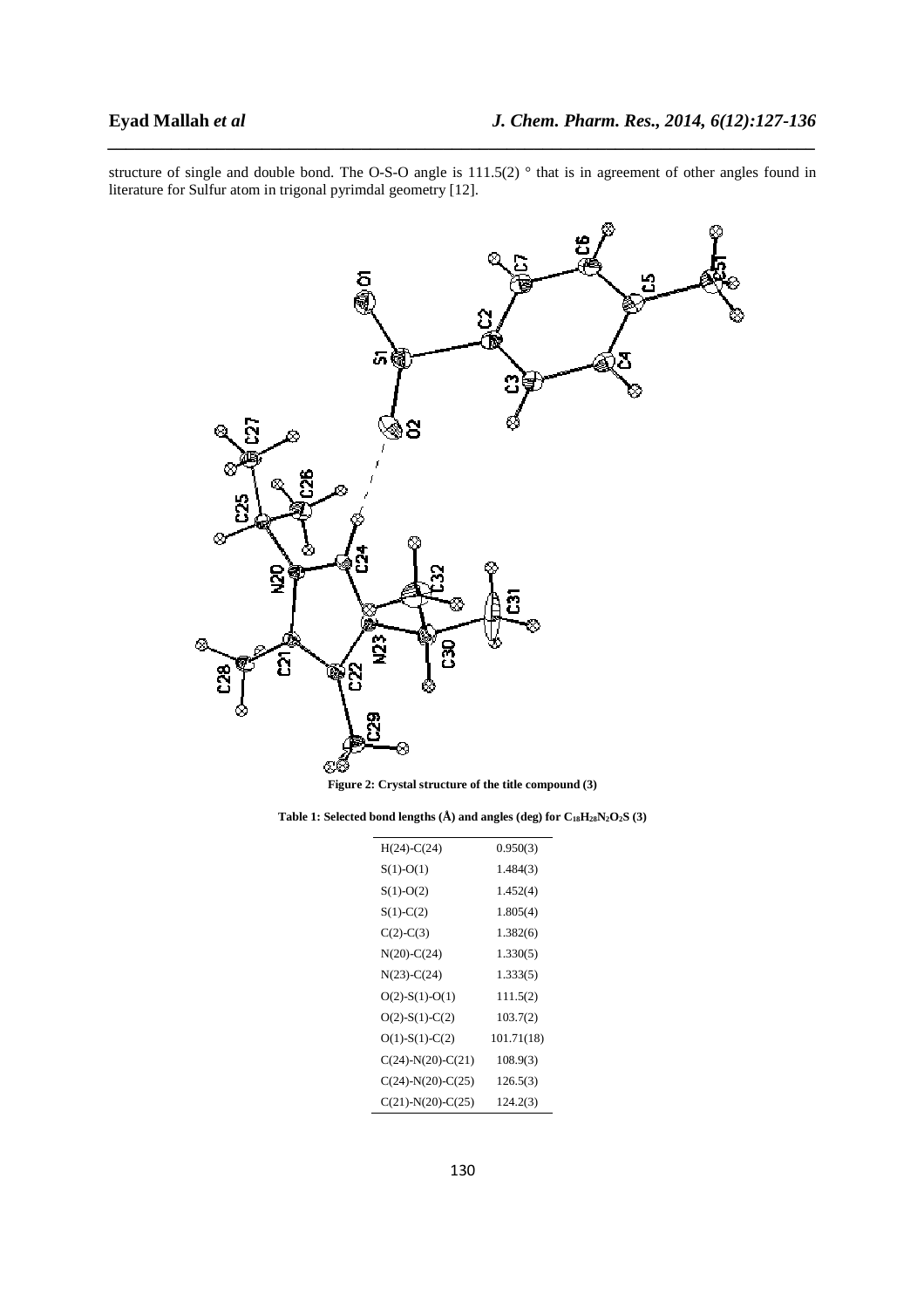structure of single and double bond. The O-S-O angle is 111.5(2) ° that is in agreement of other angles found in literature for Sulfur atom in trigonal pyrimdal geometry [12].

**Figure 2: Crystal structure of the title compound (3)**

**Table 1: Selected bond lengths (Å) and angles (deg) for $C_{18}H_{28}N_2O_2S$ (3)**

| | |
|---|---|
| H(24)-C(24) | 0.950(3) |
| S(1)-O(1) | 1.484(3) |
| S(1)-O(2) | 1.452(4) |
| S(1)-C(2) | 1.805(4) |
| C(2)-C(3) | 1.382(6) |
| N(20)-C(24) | 1.330(5) |
| N(23)-C(24) | 1.333(5) |
| O(2)-S(1)-O(1) | 111.5(2) |
| O(2)-S(1)-C(2) | 103.7(2) |
| O(1)-S(1)-C(2) | 101.71(18) |
| C(24)-N(20)-C(21) | 108.9(3) |
| C(24)-N(20)-C(25) | 126.5(3) |
| C(21)-N(20)-C(25) | 124.2(3) |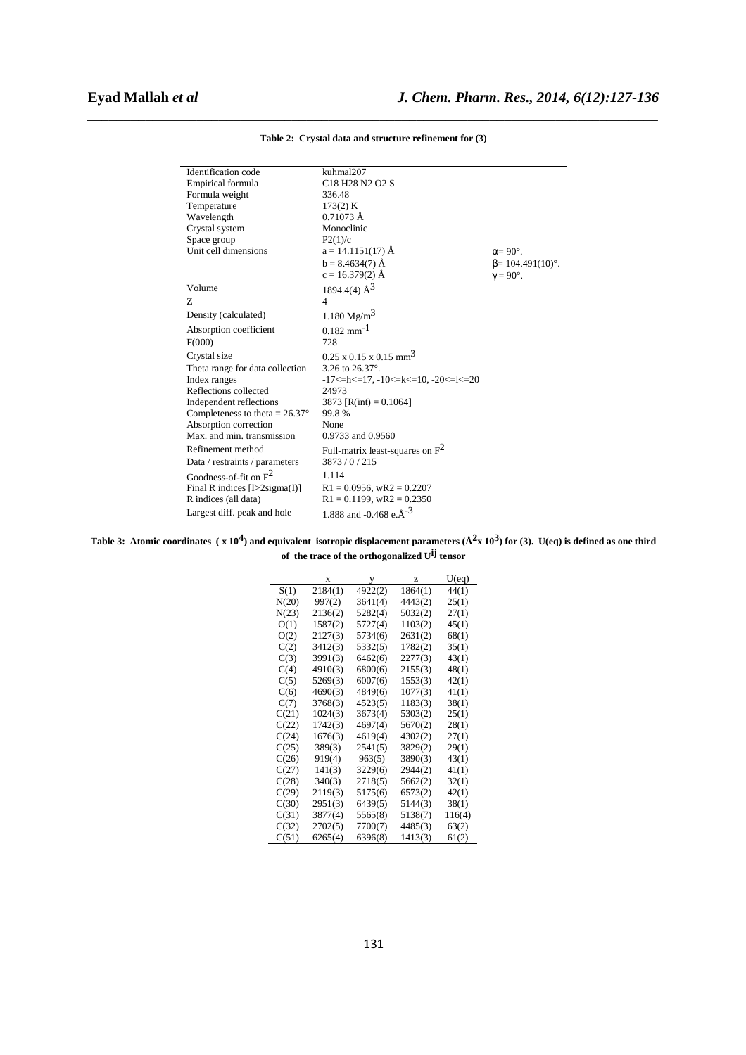**Table 2: Crystal data and structure refinement for (3)**

| | | |
|---|---|---|
| Identification code | kuhmal207 | |
| Empirical formula | C18 H28 N2 O2 S | |
| Formula weight | 336.48 | |
| Temperature | 173(2) K | |
| Wavelength | 0.71073 Å | |
| Crystal system | Monoclinic | |
| Space group | P2(1)/c | |
| Unit cell dimensions | a = 14.1151(17) Å | α= 90°. |
| | b = 8.4634(7) Å | β= 104.491(10)°. |
| | c = 16.379(2) Å | γ = 90°. |
| Volume | 1894.4(4) Å$^3$ | |
| Z | 4 | |
| Density (calculated) | 1.180 Mg/m$^3$ | |
| Absorption coefficient | 0.182 mm$^{-1}$ | |
| F(000) | 728 | |
| Crystal size | 0.25 x 0.15 x 0.15 mm$^3$ | |
| Theta range for data collection | 3.26 to 26.37°. | |
| Index ranges | -17<=h<=17, -10<=k<=10, -20<=l<=20 | |
| Reflections collected | 24973 | |
| Independent reflections | 3873 [R(int) = 0.1064] | |
| Completeness to theta = 26.37° | 99.8 % | |
| Absorption correction | None | |
| Max. and min. transmission | 0.9733 and 0.9560 | |
| Refinement method | Full-matrix least-squares on F$^2$ | |
| Data / restraints / parameters | 3873 / 0 / 215 | |
| Goodness-of-fit on F$^2$ | 1.114 | |
| Final R indices [I>2sigma(I)] | R1 = 0.0956, wR2 = 0.2207 | |
| R indices (all data) | R1 = 0.1199, wR2 = 0.2350 | |
| Largest diff. peak and hole | 1.888 and -0.468 e.Å$^{-3}$ | |

**Table 3: Atomic coordinates ( x 10$^4$) and equivalent isotropic displacement parameters (Å$^2$x 10$^3$) for (3). U(eq) is defined as one third of the trace of the orthogonalized U$^{ij}$ tensor**

| | x | y | z | U(eq) |
|---|---|---|---|---|
| S(1) | 2184(1) | 4922(2) | 1864(1) | 44(1) |
| N(20) | 997(2) | 3641(4) | 4443(2) | 25(1) |
| N(23) | 2136(2) | 5282(4) | 5032(2) | 27(1) |
| O(1) | 1587(2) | 5727(4) | 1103(2) | 45(1) |
| O(2) | 2127(3) | 5734(6) | 2631(2) | 68(1) |
| C(2) | 3412(3) | 5332(5) | 1782(2) | 35(1) |
| C(3) | 3991(3) | 6462(6) | 2277(3) | 43(1) |
| C(4) | 4910(3) | 6800(6) | 2155(3) | 48(1) |
| C(5) | 5269(3) | 6007(6) | 1553(3) | 42(1) |
| C(6) | 4690(3) | 4849(6) | 1077(3) | 41(1) |
| C(7) | 3768(3) | 4523(5) | 1183(3) | 38(1) |
| C(21) | 1024(3) | 3673(4) | 5303(2) | 25(1) |
| C(22) | 1742(3) | 4697(4) | 5670(2) | 28(1) |
| C(24) | 1676(3) | 4619(4) | 4302(2) | 27(1) |
| C(25) | 389(3) | 2541(5) | 3829(2) | 29(1) |
| C(26) | 919(4) | 963(5) | 3890(3) | 43(1) |
| C(27) | 141(3) | 3229(6) | 2944(2) | 41(1) |
| C(28) | 340(3) | 2718(5) | 5662(2) | 32(1) |
| C(29) | 2119(3) | 5175(6) | 6573(2) | 42(1) |
| C(30) | 2951(3) | 6439(5) | 5144(3) | 38(1) |
| C(31) | 3877(4) | 5565(8) | 5138(7) | 116(4) |
| C(32) | 2702(5) | 7700(7) | 4485(3) | 63(2) |
| C(51) | 6265(4) | 6396(8) | 1413(3) | 61(2) |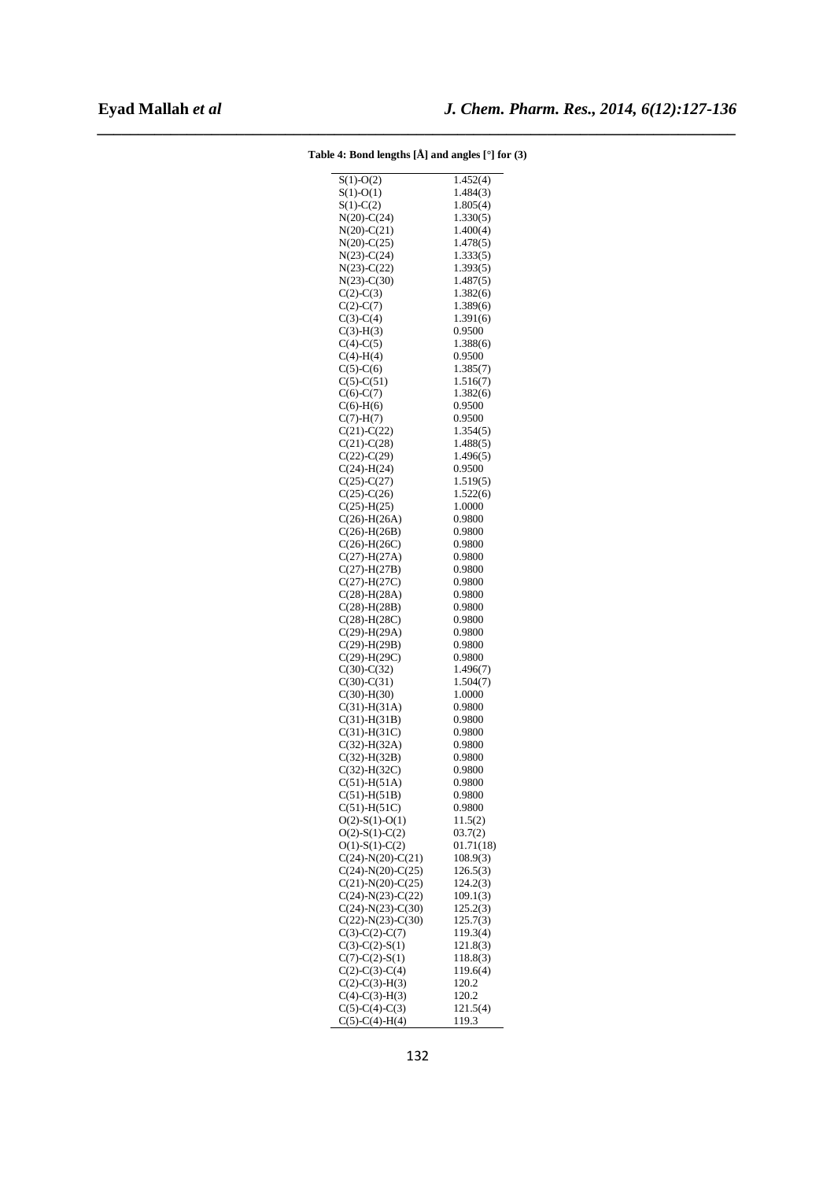**Table 4: Bond lengths [Å] and angles [°] for (3)**

| | |
|---|---|
| S(1)-O(2) | 1.452(4) |
| S(1)-O(1) | 1.484(3) |
| S(1)-C(2) | 1.805(4) |
| N(20)-C(24) | 1.330(5) |
| N(20)-C(21) | 1.400(4) |
| N(20)-C(25) | 1.478(5) |
| N(23)-C(24) | 1.333(5) |
| N(23)-C(22) | 1.393(5) |
| N(23)-C(30) | 1.487(5) |
| C(2)-C(3) | 1.382(6) |
| C(2)-C(7) | 1.389(6) |
| C(3)-C(4) | 1.391(6) |
| C(3)-H(3) | 0.9500 |
| C(4)-C(5) | 1.388(6) |
| C(4)-H(4) | 0.9500 |
| C(5)-C(6) | 1.385(7) |
| C(5)-C(51) | 1.516(7) |
| C(6)-C(7) | 1.382(6) |
| C(6)-H(6) | 0.9500 |
| C(7)-H(7) | 0.9500 |
| C(21)-C(22) | 1.354(5) |
| C(21)-C(28) | 1.488(5) |
| C(22)-C(29) | 1.496(5) |
| C(24)-H(24) | 0.9500 |
| C(25)-C(27) | 1.519(5) |
| C(25)-C(26) | 1.522(6) |
| C(25)-H(25) | 1.0000 |
| C(26)-H(26A) | 0.9800 |
| C(26)-H(26B) | 0.9800 |
| C(26)-H(26C) | 0.9800 |
| C(27)-H(27A) | 0.9800 |
| C(27)-H(27B) | 0.9800 |
| C(27)-H(27C) | 0.9800 |
| C(28)-H(28A) | 0.9800 |
| C(28)-H(28B) | 0.9800 |
| C(28)-H(28C) | 0.9800 |
| C(29)-H(29A) | 0.9800 |
| C(29)-H(29B) | 0.9800 |
| C(29)-H(29C) | 0.9800 |
| C(30)-C(32) | 1.496(7) |
| C(30)-C(31) | 1.504(7) |
| C(30)-H(30) | 1.0000 |
| C(31)-H(31A) | 0.9800 |
| C(31)-H(31B) | 0.9800 |
| C(31)-H(31C) | 0.9800 |
| C(32)-H(32A) | 0.9800 |
| C(32)-H(32B) | 0.9800 |
| C(32)-H(32C) | 0.9800 |
| C(51)-H(51A) | 0.9800 |
| C(51)-H(51B) | 0.9800 |
| C(51)-H(51C) | 0.9800 |
| O(2)-S(1)-O(1) | 11.5(2) |
| O(2)-S(1)-C(2) | 03.7(2) |
| O(1)-S(1)-C(2) | 01.71(18) |
| C(24)-N(20)-C(21) | 108.9(3) |
| C(24)-N(20)-C(25) | 126.5(3) |
| C(21)-N(20)-C(25) | 124.2(3) |
| C(24)-N(23)-C(22) | 109.1(3) |
| C(24)-N(23)-C(30) | 125.2(3) |
| C(22)-N(23)-C(30) | 125.7(3) |
| C(3)-C(2)-C(7) | 119.3(4) |
| C(3)-C(2)-S(1) | 121.8(3) |
| C(7)-C(2)-S(1) | 118.8(3) |
| C(2)-C(3)-C(4) | 119.6(4) |
| C(2)-C(3)-H(3) | 120.2 |
| C(4)-C(3)-H(3) | 120.2 |
| C(5)-C(4)-C(3) | 121.5(4) |
| C(5)-C(4)-H(4) | 119.3 |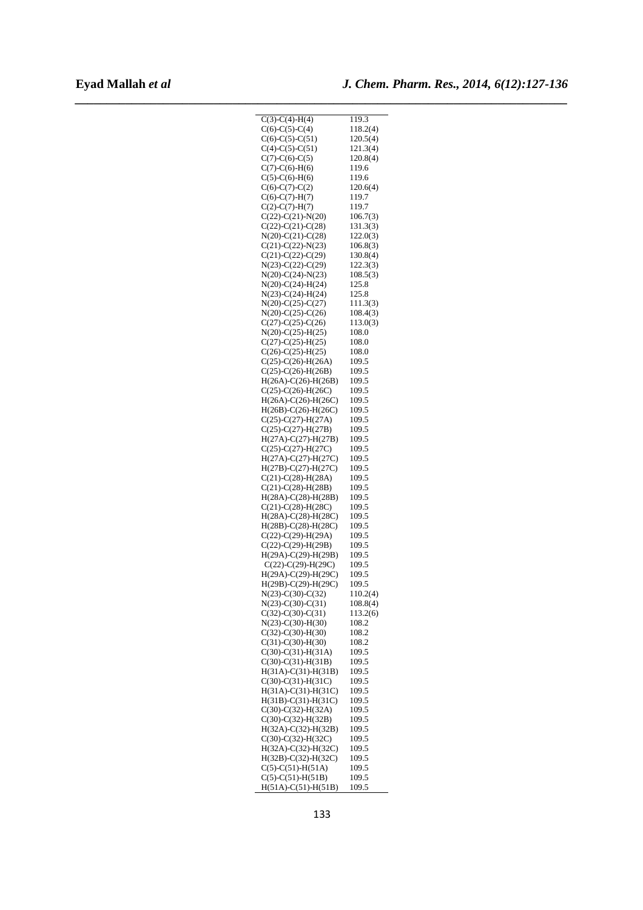| | |
|---|---|
| C(3)-C(4)-H(4) | 119.3 |
| C(6)-C(5)-C(4) | 118.2(4) |
| C(6)-C(5)-C(51) | 120.5(4) |
| C(4)-C(5)-C(51) | 121.3(4) |
| C(7)-C(6)-C(5) | 120.8(4) |
| C(7)-C(6)-H(6) | 119.6 |
| C(5)-C(6)-H(6) | 119.6 |
| C(6)-C(7)-C(2) | 120.6(4) |
| C(6)-C(7)-H(7) | 119.7 |
| C(2)-C(7)-H(7) | 119.7 |
| C(22)-C(21)-N(20) | 106.7(3) |
| C(22)-C(21)-C(28) | 131.3(3) |
| N(20)-C(21)-C(28) | 122.0(3) |
| C(21)-C(22)-N(23) | 106.8(3) |
| C(21)-C(22)-C(29) | 130.8(4) |
| N(23)-C(22)-C(29) | 122.3(3) |
| N(20)-C(24)-N(23) | 108.5(3) |
| N(20)-C(24)-H(24) | 125.8 |
| N(23)-C(24)-H(24) | 125.8 |
| N(20)-C(25)-C(27) | 111.3(3) |
| N(20)-C(25)-C(26) | 108.4(3) |
| C(27)-C(25)-C(26) | 113.0(3) |
| N(20)-C(25)-H(25) | 108.0 |
| C(27)-C(25)-H(25) | 108.0 |
| C(26)-C(25)-H(25) | 108.0 |
| C(25)-C(26)-H(26A) | 109.5 |
| C(25)-C(26)-H(26B) | 109.5 |
| H(26A)-C(26)-H(26B) | 109.5 |
| C(25)-C(26)-H(26C) | 109.5 |
| H(26A)-C(26)-H(26C) | 109.5 |
| H(26B)-C(26)-H(26C) | 109.5 |
| C(25)-C(27)-H(27A) | 109.5 |
| C(25)-C(27)-H(27B) | 109.5 |
| H(27A)-C(27)-H(27B) | 109.5 |
| C(25)-C(27)-H(27C) | 109.5 |
| H(27A)-C(27)-H(27C) | 109.5 |
| H(27B)-C(27)-H(27C) | 109.5 |
| C(21)-C(28)-H(28A) | 109.5 |
| C(21)-C(28)-H(28B) | 109.5 |
| H(28A)-C(28)-H(28B) | 109.5 |
| C(21)-C(28)-H(28C) | 109.5 |
| H(28A)-C(28)-H(28C) | 109.5 |
| H(28B)-C(28)-H(28C) | 109.5 |
| C(22)-C(29)-H(29A) | 109.5 |
| C(22)-C(29)-H(29B) | 109.5 |
| H(29A)-C(29)-H(29B) | 109.5 |
| C(22)-C(29)-H(29C) | 109.5 |
| H(29A)-C(29)-H(29C) | 109.5 |
| H(29B)-C(29)-H(29C) | 109.5 |
| N(23)-C(30)-C(32) | 110.2(4) |
| N(23)-C(30)-C(31) | 108.8(4) |
| C(32)-C(30)-C(31) | 113.2(6) |
| N(23)-C(30)-H(30) | 108.2 |
| C(32)-C(30)-H(30) | 108.2 |
| C(31)-C(30)-H(30) | 108.2 |
| C(30)-C(31)-H(31A) | 109.5 |
| C(30)-C(31)-H(31B) | 109.5 |
| H(31A)-C(31)-H(31B) | 109.5 |
| C(30)-C(31)-H(31C) | 109.5 |
| H(31A)-C(31)-H(31C) | 109.5 |
| H(31B)-C(31)-H(31C) | 109.5 |
| C(30)-C(32)-H(32A) | 109.5 |
| C(30)-C(32)-H(32B) | 109.5 |
| H(32A)-C(32)-H(32B) | 109.5 |
| C(30)-C(32)-H(32C) | 109.5 |
| H(32A)-C(32)-H(32C) | 109.5 |
| H(32B)-C(32)-H(32C) | 109.5 |
| C(5)-C(51)-H(51A) | 109.5 |
| C(5)-C(51)-H(51B) | 109.5 |
| H(51A)-C(51)-H(51B) | 109.5 |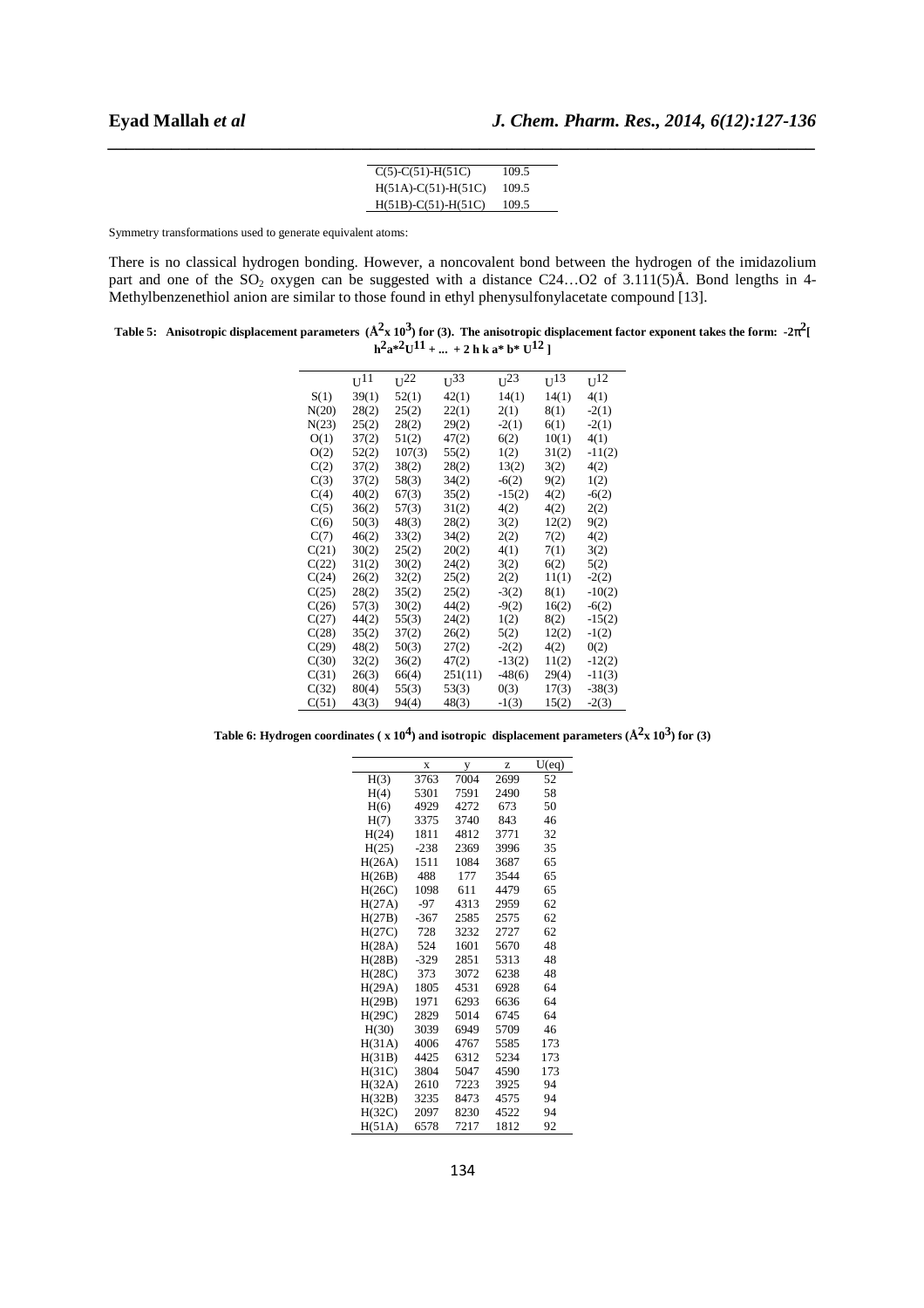| | |
|---|---|
| C(5)-C(51)-H(51C) | 109.5 |
| H(51A)-C(51)-H(51C) | 109.5 |
| H(51B)-C(51)-H(51C) | 109.5 |

Symmetry transformations used to generate equivalent atoms:

There is no classical hydrogen bonding. However, a noncovalent bond between the hydrogen of the imidazolium part and one of the $SO_2$ oxygen can be suggested with a distance C24…O2 of 3.111(5)Å. Bond lengths in 4-Methylbenzenethiol anion are similar to those found in ethyl phenysulfonylacetate compound [13].

**Table 5: Anisotropic displacement parameters ($Å^2 x 10^3$) for (3). The anisotropic displacement factor exponent takes the form: $-2\pi^2[h^2a^{*2}U^{11} + ... + 2 h k a^* b^* U^{12}]$**

| | $U^{11}$ | $U^{22}$ | $U^{33}$ | $U^{23}$ | $U^{13}$ | $U^{12}$ |
|---|---|---|---|---|---|---|
| S(1) | 39(1) | 52(1) | 42(1) | 14(1) | 14(1) | 4(1) |
| N(20) | 28(2) | 25(2) | 22(1) | 2(1) | 8(1) | -2(1) |
| N(23) | 25(2) | 28(2) | 29(2) | -2(1) | 6(1) | -2(1) |
| O(1) | 37(2) | 51(2) | 47(2) | 6(2) | 10(1) | 4(1) |
| O(2) | 52(2) | 107(3) | 55(2) | 1(2) | 31(2) | -11(2) |
| C(2) | 37(2) | 38(2) | 28(2) | 13(2) | 3(2) | 4(2) |
| C(3) | 37(2) | 58(3) | 34(2) | -6(2) | 9(2) | 1(2) |
| C(4) | 40(2) | 67(3) | 35(2) | -15(2) | 4(2) | -6(2) |
| C(5) | 36(2) | 57(3) | 31(2) | 4(2) | 4(2) | 2(2) |
| C(6) | 50(3) | 48(3) | 28(2) | 3(2) | 12(2) | 9(2) |
| C(7) | 46(2) | 33(2) | 34(2) | 2(2) | 7(2) | 4(2) |
| C(21) | 30(2) | 25(2) | 20(2) | 4(1) | 7(1) | 3(2) |
| C(22) | 31(2) | 30(2) | 24(2) | 3(2) | 6(2) | 5(2) |
| C(24) | 26(2) | 32(2) | 25(2) | 2(2) | 11(1) | -2(2) |
| C(25) | 28(2) | 35(2) | 25(2) | -3(2) | 8(1) | -10(2) |
| C(26) | 57(3) | 30(2) | 44(2) | -9(2) | 16(2) | -6(2) |
| C(27) | 44(2) | 55(3) | 24(2) | 1(2) | 8(2) | -15(2) |
| C(28) | 35(2) | 37(2) | 26(2) | 5(2) | 12(2) | -1(2) |
| C(29) | 48(2) | 50(3) | 27(2) | -2(2) | 4(2) | 0(2) |
| C(30) | 32(2) | 36(2) | 47(2) | -13(2) | 11(2) | -12(2) |
| C(31) | 26(3) | 66(4) | 251(11) | -48(6) | 29(4) | -11(3) |
| C(32) | 80(4) | 55(3) | 53(3) | 0(3) | 17(3) | -38(3) |
| C(51) | 43(3) | 94(4) | 48(3) | -1(3) | 15(2) | -2(3) |

**Table 6: Hydrogen coordinates ( x $10^4$) and isotropic displacement parameters ($Å^2 x 10^3$) for (3)**

| | x | y | z | U(eq) |
|---|---|---|---|---|
| H(3) | 3763 | 7004 | 2699 | 52 |
| H(4) | 5301 | 7591 | 2490 | 58 |
| H(6) | 4929 | 4272 | 673 | 50 |
| H(7) | 3375 | 3740 | 843 | 46 |
| H(24) | 1811 | 4812 | 3771 | 32 |
| H(25) | -238 | 2369 | 3996 | 35 |
| H(26A) | 1511 | 1084 | 3687 | 65 |
| H(26B) | 488 | 177 | 3544 | 65 |
| H(26C) | 1098 | 611 | 4479 | 65 |
| H(27A) | -97 | 4313 | 2959 | 62 |
| H(27B) | -367 | 2585 | 2575 | 62 |
| H(27C) | 728 | 3232 | 2727 | 62 |
| H(28A) | 524 | 1601 | 5670 | 48 |
| H(28B) | -329 | 2851 | 5313 | 48 |
| H(28C) | 373 | 3072 | 6238 | 48 |
| H(29A) | 1805 | 4531 | 6928 | 64 |
| H(29B) | 1971 | 6293 | 6636 | 64 |
| H(29C) | 2829 | 5014 | 6745 | 64 |
| H(30) | 3039 | 6949 | 5709 | 46 |
| H(31A) | 4006 | 4767 | 5585 | 173 |
| H(31B) | 4425 | 6312 | 5234 | 173 |
| H(31C) | 3804 | 5047 | 4590 | 173 |
| H(32A) | 2610 | 7223 | 3925 | 94 |
| H(32B) | 3235 | 8473 | 4575 | 94 |
| H(32C) | 2097 | 8230 | 4522 | 94 |
| H(51A) | 6578 | 7217 | 1812 | 92 |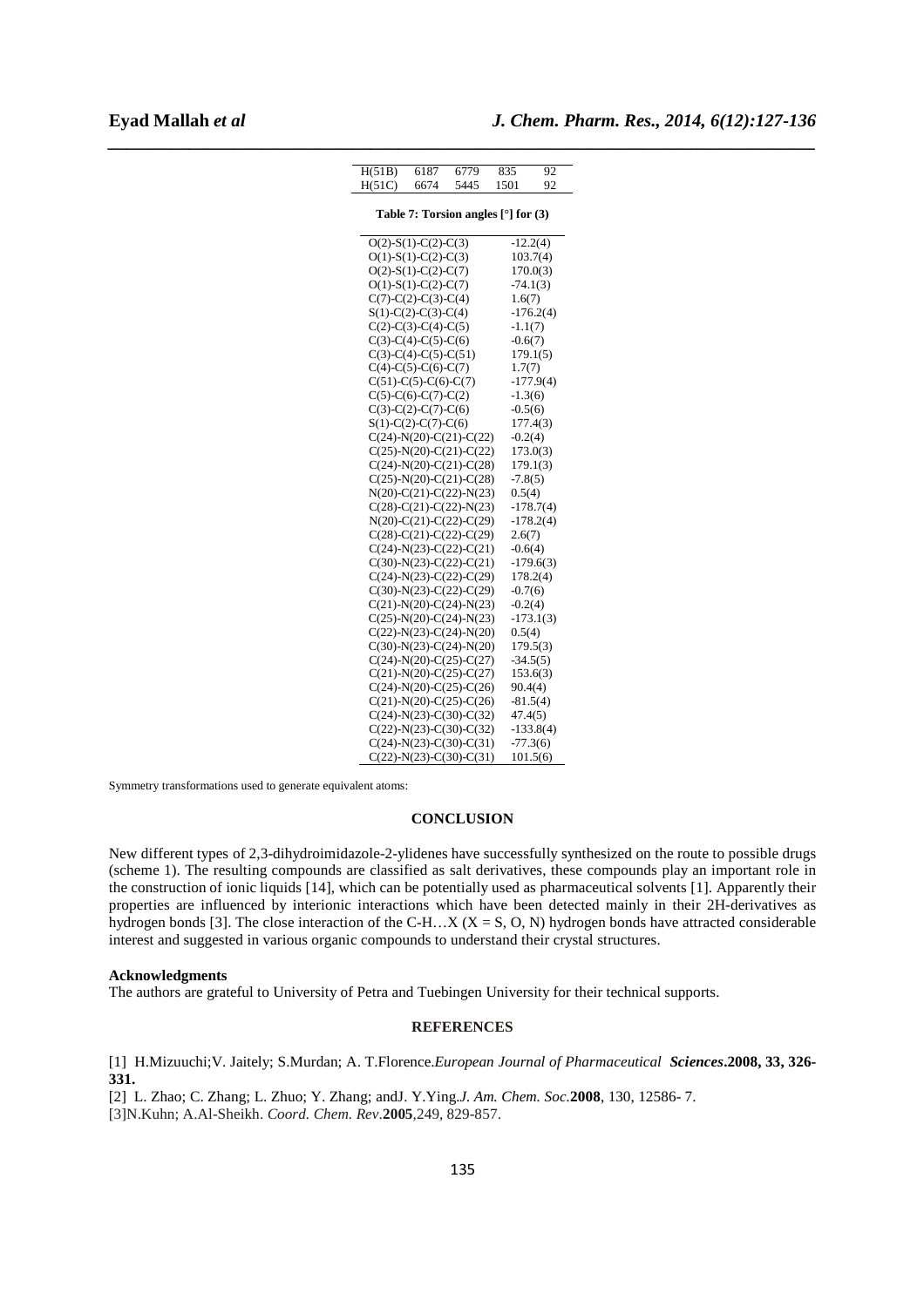| | | | | |
|---|---|---|---|---|
| H(51B) | 6187 | 6779 | 835 | 92 |
| H(51C) | 6674 | 5445 | 1501 | 92 |

**Table 7: Torsion angles [°] for (3)**

| | |
|---|---|
| O(2)-S(1)-C(2)-C(3) | -12.2(4) |
| O(1)-S(1)-C(2)-C(3) | 103.7(4) |
| O(2)-S(1)-C(2)-C(7) | 170.0(3) |
| O(1)-S(1)-C(2)-C(7) | -74.1(3) |
| C(7)-C(2)-C(3)-C(4) | 1.6(7) |
| S(1)-C(2)-C(3)-C(4) | -176.2(4) |
| C(2)-C(3)-C(4)-C(5) | -1.1(7) |
| C(3)-C(4)-C(5)-C(6) | -0.6(7) |
| C(3)-C(4)-C(5)-C(51) | 179.1(5) |
| C(4)-C(5)-C(6)-C(7) | 1.7(7) |
| C(51)-C(5)-C(6)-C(7) | -177.9(4) |
| C(5)-C(6)-C(7)-C(2) | -1.3(6) |
| C(3)-C(2)-C(7)-C(6) | -0.5(6) |
| S(1)-C(2)-C(7)-C(6) | 177.4(3) |
| C(24)-N(20)-C(21)-C(22) | -0.2(4) |
| C(25)-N(20)-C(21)-C(22) | 173.0(3) |
| C(24)-N(20)-C(21)-C(28) | 179.1(3) |
| C(25)-N(20)-C(21)-C(28) | -7.8(5) |
| N(20)-C(21)-C(22)-N(23) | 0.5(4) |
| C(28)-C(21)-C(22)-N(23) | -178.7(4) |
| N(20)-C(21)-C(22)-C(29) | -178.2(4) |
| C(28)-C(21)-C(22)-C(29) | 2.6(7) |
| C(24)-N(23)-C(22)-C(21) | -0.6(4) |
| C(30)-N(23)-C(22)-C(21) | -179.6(3) |
| C(24)-N(23)-C(22)-C(29) | 178.2(4) |
| C(30)-N(23)-C(22)-C(29) | -0.7(6) |
| C(21)-N(20)-C(24)-N(23) | -0.2(4) |
| C(25)-N(20)-C(24)-N(23) | -173.1(3) |
| C(22)-N(23)-C(24)-N(20) | 0.5(4) |
| C(30)-N(23)-C(24)-N(20) | 179.5(3) |
| C(24)-N(20)-C(25)-C(27) | -34.5(5) |
| C(21)-N(20)-C(25)-C(27) | 153.6(3) |
| C(24)-N(20)-C(25)-C(26) | 90.4(4) |
| C(21)-N(20)-C(25)-C(26) | -81.5(4) |
| C(24)-N(23)-C(30)-C(32) | 47.4(5) |
| C(22)-N(23)-C(30)-C(32) | -133.8(4) |
| C(24)-N(23)-C(30)-C(31) | -77.3(6) |
| C(22)-N(23)-C(30)-C(31) | 101.5(6) |

Symmetry transformations used to generate equivalent atoms:

## CONCLUSION

New different types of 2,3-dihydroimidazole-2-ylidenes have successfully synthesized on the route to possible drugs (scheme 1). The resulting compounds are classified as salt derivatives, these compounds play an important role in the construction of ionic liquids [14], which can be potentially used as pharmaceutical solvents [1]. Apparently their properties are influenced by interionic interactions which have been detected mainly in their 2H-derivatives as hydrogen bonds [3]. The close interaction of the C-H…X (X = S, O, N) hydrogen bonds have attracted considerable interest and suggested in various organic compounds to understand their crystal structures.

**Acknowledgments**

The authors are grateful to University of Petra and Tuebingen University for their technical supports.

## REFERENCES

[1] H.Mizuuchi;V. Jaitely; S.Murdan; A. T.Florence.*European Journal of Pharmaceutical* ***Sciences*****.2008, 33, 326-331.**

[2] L. Zhao; C. Zhang; L. Zhuo; Y. Zhang; andJ. Y.Ying.*J. Am. Chem. Soc*.**2008**, 130, 12586- 7.

[3]N.Kuhn; A.Al-Sheikh. *Coord. Chem. Rev*.**2005**,249, 829-857.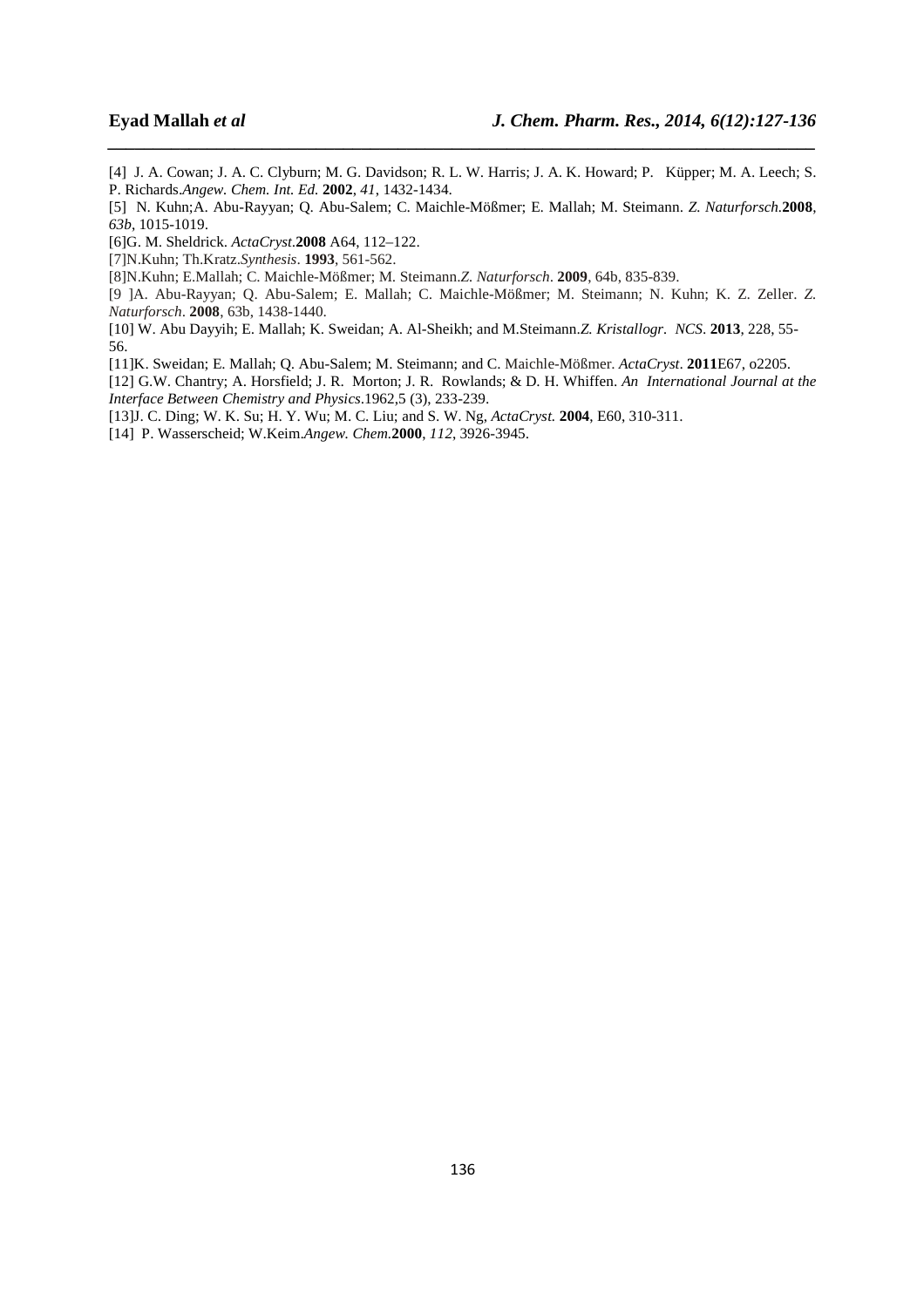[4] J. A. Cowan; J. A. C. Clyburn; M. G. Davidson; R. L. W. Harris; J. A. K. Howard; P. Küpper; M. A. Leech; S. P. Richards.*Angew. Chem. Int. Ed.* **2002**, *41*, 1432-1434.

[5] N. Kuhn;A. Abu-Rayyan; Q. Abu-Salem; C. Maichle-Mößmer; E. Mallah; M. Steimann. *Z. Naturforsch.***2008**, *63b*, 1015-1019.

[6]G. M. Sheldrick. *ActaCryst*.**2008** A64, 112–122.

[7]N.Kuhn; Th.Kratz.*Synthesis*. **1993**, 561-562.

[8]N.Kuhn; E.Mallah; C. Maichle-Mößmer; M. Steimann.*Z. Naturforsch*. **2009**, 64b, 835-839.

[9 ]A. Abu-Rayyan; Q. Abu-Salem; E. Mallah; C. Maichle-Mößmer; M. Steimann; N. Kuhn; K. Z. Zeller. *Z. Naturforsch*. **2008**, 63b, 1438-1440.

[10] W. Abu Dayyih; E. Mallah; K. Sweidan; A. Al-Sheikh; and M.Steimann.*Z. Kristallogr. NCS*. **2013**, 228, 55-56.

[11]K. Sweidan; E. Mallah; Q. Abu-Salem; M. Steimann; and C. Maichle-Mößmer. *ActaCryst*. **2011**E67, o2205.

[12] G.W. Chantry; A. Horsfield; J. R. Morton; J. R. Rowlands; & D. H. Whiffen. *An International Journal at the Interface Between Chemistry and Physics*.1962,5 (3), 233-239.

[13]J. C. Ding; W. K. Su; H. Y. Wu; M. C. Liu; and S. W. Ng, *ActaCryst.* **2004**, E60, 310-311.

[14] P. Wasserscheid; W.Keim.*Angew. Chem.***2000**, *112*, 3926-3945.